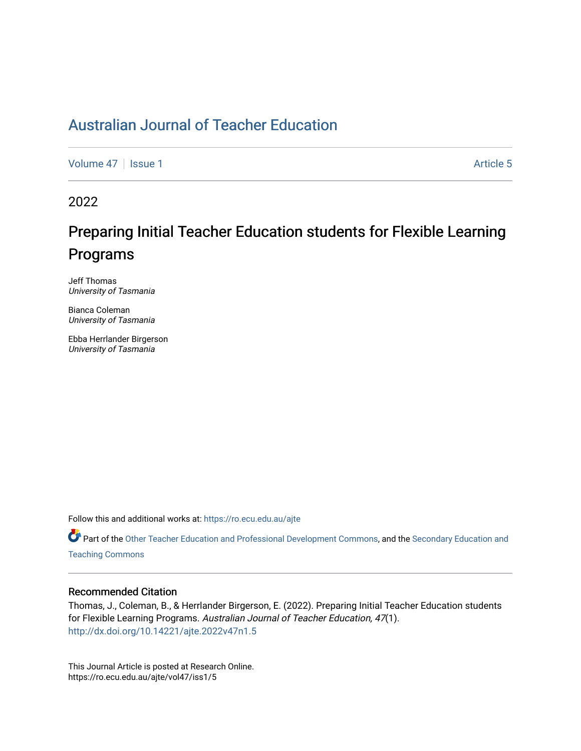# Australian Journal of Teacher Education

Volume 47 | Issue 1 | Article 5

2022

## Preparing Initial Teacher Education students for Flexible Learning Programs

Jeff Thomas
*University of Tasmania*

Bianca Coleman
*University of Tasmania*

Ebba Herrlander Birgerson
*University of Tasmania*

Follow this and additional works at: https://ro.ecu.edu.au/ajte

Part of the Other Teacher Education and Professional Development Commons, and the Secondary Education and Teaching Commons

### Recommended Citation

Thomas, J., Coleman, B., & Herrlander Birgerson, E. (2022). Preparing Initial Teacher Education students for Flexible Learning Programs. *Australian Journal of Teacher Education, 47*(1).
http://dx.doi.org/10.14221/ajte.2022v47n1.5

This Journal Article is posted at Research Online.
https://ro.ecu.edu.au/ajte/vol47/iss1/5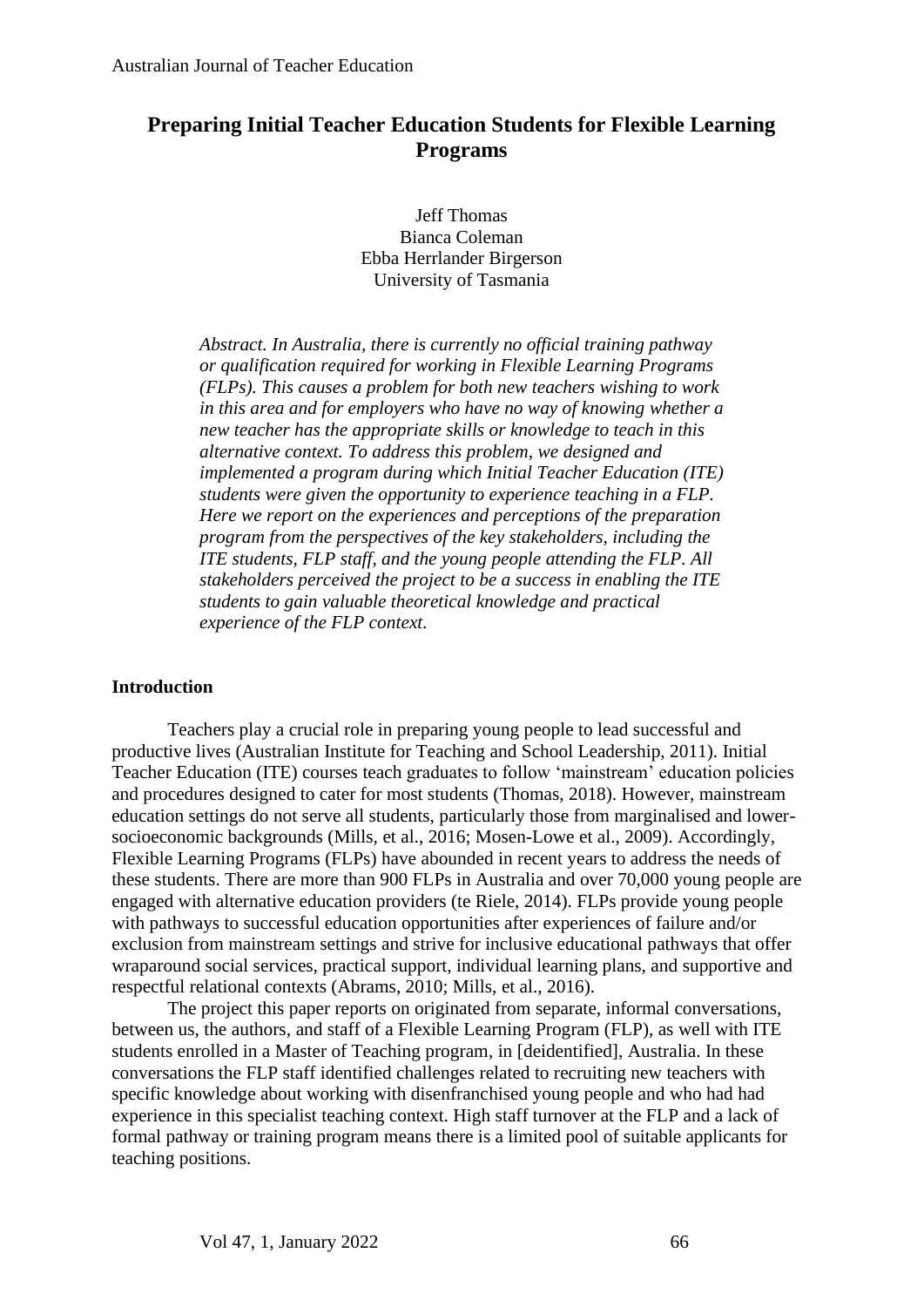# Preparing Initial Teacher Education Students for Flexible Learning Programs

Jeff Thomas
Bianca Coleman
Ebba Herrlander Birgerson
University of Tasmania

*Abstract. In Australia, there is currently no official training pathway or qualification required for working in Flexible Learning Programs (FLPs). This causes a problem for both new teachers wishing to work in this area and for employers who have no way of knowing whether a new teacher has the appropriate skills or knowledge to teach in this alternative context. To address this problem, we designed and implemented a program during which Initial Teacher Education (ITE) students were given the opportunity to experience teaching in a FLP. Here we report on the experiences and perceptions of the preparation program from the perspectives of the key stakeholders, including the ITE students, FLP staff, and the young people attending the FLP. All stakeholders perceived the project to be a success in enabling the ITE students to gain valuable theoretical knowledge and practical experience of the FLP context.*

## Introduction

Teachers play a crucial role in preparing young people to lead successful and productive lives (Australian Institute for Teaching and School Leadership, 2011). Initial Teacher Education (ITE) courses teach graduates to follow 'mainstream' education policies and procedures designed to cater for most students (Thomas, 2018). However, mainstream education settings do not serve all students, particularly those from marginalised and lower-socioeconomic backgrounds (Mills, et al., 2016; Mosen-Lowe et al., 2009). Accordingly, Flexible Learning Programs (FLPs) have abounded in recent years to address the needs of these students. There are more than 900 FLPs in Australia and over 70,000 young people are engaged with alternative education providers (te Riele, 2014). FLPs provide young people with pathways to successful education opportunities after experiences of failure and/or exclusion from mainstream settings and strive for inclusive educational pathways that offer wraparound social services, practical support, individual learning plans, and supportive and respectful relational contexts (Abrams, 2010; Mills, et al., 2016).

The project this paper reports on originated from separate, informal conversations, between us, the authors, and staff of a Flexible Learning Program (FLP), as well with ITE students enrolled in a Master of Teaching program, in [deidentified], Australia. In these conversations the FLP staff identified challenges related to recruiting new teachers with specific knowledge about working with disenfranchised young people and who had had experience in this specialist teaching context. High staff turnover at the FLP and a lack of formal pathway or training program means there is a limited pool of suitable applicants for teaching positions.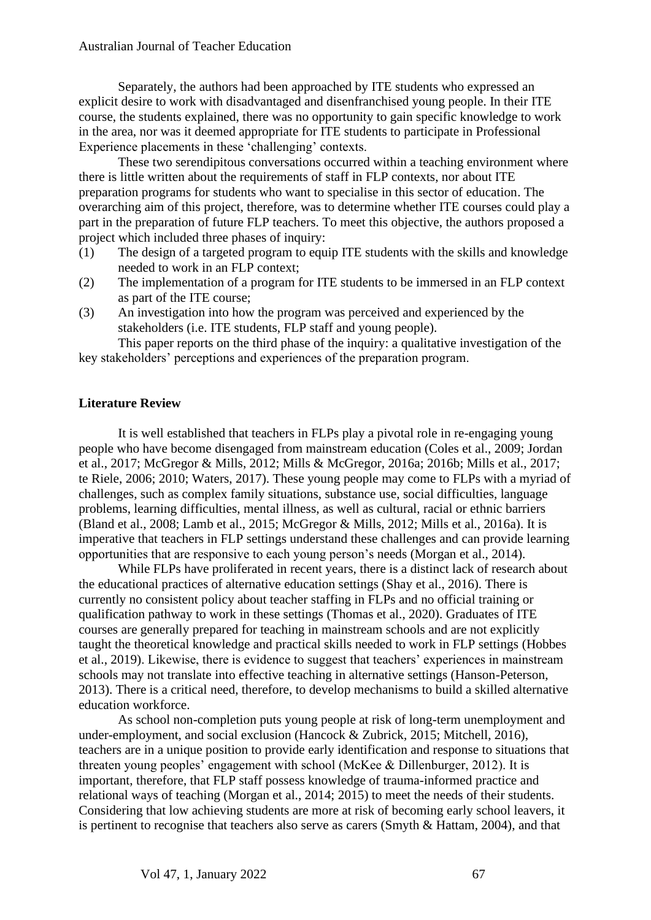Separately, the authors had been approached by ITE students who expressed an explicit desire to work with disadvantaged and disenfranchised young people. In their ITE course, the students explained, there was no opportunity to gain specific knowledge to work in the area, nor was it deemed appropriate for ITE students to participate in Professional Experience placements in these 'challenging' contexts.

These two serendipitous conversations occurred within a teaching environment where there is little written about the requirements of staff in FLP contexts, nor about ITE preparation programs for students who want to specialise in this sector of education. The overarching aim of this project, therefore, was to determine whether ITE courses could play a part in the preparation of future FLP teachers. To meet this objective, the authors proposed a project which included three phases of inquiry:

(1) The design of a targeted program to equip ITE students with the skills and knowledge needed to work in an FLP context;
(2) The implementation of a program for ITE students to be immersed in an FLP context as part of the ITE course;
(3) An investigation into how the program was perceived and experienced by the stakeholders (i.e. ITE students, FLP staff and young people).

This paper reports on the third phase of the inquiry: a qualitative investigation of the key stakeholders' perceptions and experiences of the preparation program.

## Literature Review

It is well established that teachers in FLPs play a pivotal role in re-engaging young people who have become disengaged from mainstream education (Coles et al., 2009; Jordan et al., 2017; McGregor & Mills, 2012; Mills & McGregor, 2016a; 2016b; Mills et al., 2017; te Riele, 2006; 2010; Waters, 2017). These young people may come to FLPs with a myriad of challenges, such as complex family situations, substance use, social difficulties, language problems, learning difficulties, mental illness, as well as cultural, racial or ethnic barriers (Bland et al., 2008; Lamb et al., 2015; McGregor & Mills, 2012; Mills et al., 2016a). It is imperative that teachers in FLP settings understand these challenges and can provide learning opportunities that are responsive to each young person's needs (Morgan et al., 2014).

While FLPs have proliferated in recent years, there is a distinct lack of research about the educational practices of alternative education settings (Shay et al., 2016). There is currently no consistent policy about teacher staffing in FLPs and no official training or qualification pathway to work in these settings (Thomas et al., 2020). Graduates of ITE courses are generally prepared for teaching in mainstream schools and are not explicitly taught the theoretical knowledge and practical skills needed to work in FLP settings (Hobbes et al., 2019). Likewise, there is evidence to suggest that teachers' experiences in mainstream schools may not translate into effective teaching in alternative settings (Hanson-Peterson, 2013). There is a critical need, therefore, to develop mechanisms to build a skilled alternative education workforce.

As school non-completion puts young people at risk of long-term unemployment and under-employment, and social exclusion (Hancock & Zubrick, 2015; Mitchell, 2016), teachers are in a unique position to provide early identification and response to situations that threaten young peoples' engagement with school (McKee & Dillenburger, 2012). It is important, therefore, that FLP staff possess knowledge of trauma-informed practice and relational ways of teaching (Morgan et al., 2014; 2015) to meet the needs of their students. Considering that low achieving students are more at risk of becoming early school leavers, it is pertinent to recognise that teachers also serve as carers (Smyth & Hattam, 2004), and that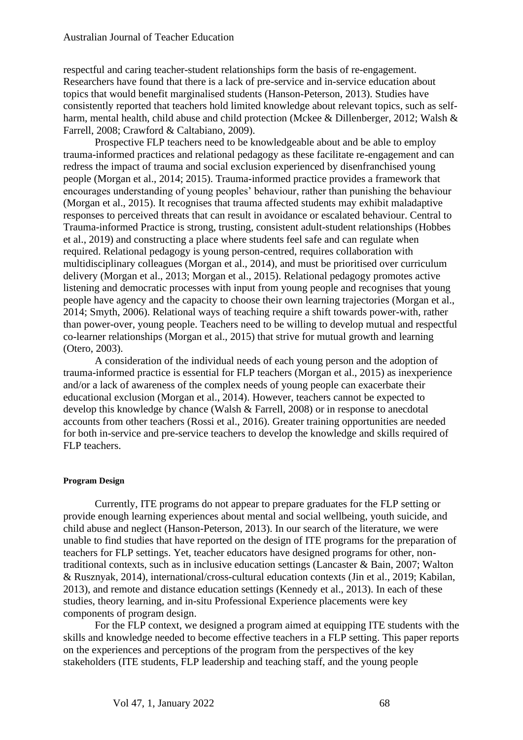respectful and caring teacher-student relationships form the basis of re-engagement. Researchers have found that there is a lack of pre-service and in-service education about topics that would benefit marginalised students (Hanson-Peterson, 2013). Studies have consistently reported that teachers hold limited knowledge about relevant topics, such as self-harm, mental health, child abuse and child protection (Mckee & Dillenberger, 2012; Walsh & Farrell, 2008; Crawford & Caltabiano, 2009).

Prospective FLP teachers need to be knowledgeable about and be able to employ trauma-informed practices and relational pedagogy as these facilitate re-engagement and can redress the impact of trauma and social exclusion experienced by disenfranchised young people (Morgan et al., 2014; 2015). Trauma-informed practice provides a framework that encourages understanding of young peoples' behaviour, rather than punishing the behaviour (Morgan et al., 2015). It recognises that trauma affected students may exhibit maladaptive responses to perceived threats that can result in avoidance or escalated behaviour. Central to Trauma-informed Practice is strong, trusting, consistent adult-student relationships (Hobbes et al., 2019) and constructing a place where students feel safe and can regulate when required. Relational pedagogy is young person-centred, requires collaboration with multidisciplinary colleagues (Morgan et al., 2014), and must be prioritised over curriculum delivery (Morgan et al., 2013; Morgan et al., 2015). Relational pedagogy promotes active listening and democratic processes with input from young people and recognises that young people have agency and the capacity to choose their own learning trajectories (Morgan et al., 2014; Smyth, 2006). Relational ways of teaching require a shift towards power-with, rather than power-over, young people. Teachers need to be willing to develop mutual and respectful co-learner relationships (Morgan et al., 2015) that strive for mutual growth and learning (Otero, 2003).

A consideration of the individual needs of each young person and the adoption of trauma-informed practice is essential for FLP teachers (Morgan et al., 2015) as inexperience and/or a lack of awareness of the complex needs of young people can exacerbate their educational exclusion (Morgan et al., 2014). However, teachers cannot be expected to develop this knowledge by chance (Walsh & Farrell, 2008) or in response to anecdotal accounts from other teachers (Rossi et al., 2016). Greater training opportunities are needed for both in-service and pre-service teachers to develop the knowledge and skills required of FLP teachers.

#### Program Design

Currently, ITE programs do not appear to prepare graduates for the FLP setting or provide enough learning experiences about mental and social wellbeing, youth suicide, and child abuse and neglect (Hanson-Peterson, 2013). In our search of the literature, we were unable to find studies that have reported on the design of ITE programs for the preparation of teachers for FLP settings. Yet, teacher educators have designed programs for other, non-traditional contexts, such as in inclusive education settings (Lancaster & Bain, 2007; Walton & Rusznyak, 2014), international/cross-cultural education contexts (Jin et al., 2019; Kabilan, 2013), and remote and distance education settings (Kennedy et al., 2013). In each of these studies, theory learning, and in-situ Professional Experience placements were key components of program design.

For the FLP context, we designed a program aimed at equipping ITE students with the skills and knowledge needed to become effective teachers in a FLP setting. This paper reports on the experiences and perceptions of the program from the perspectives of the key stakeholders (ITE students, FLP leadership and teaching staff, and the young people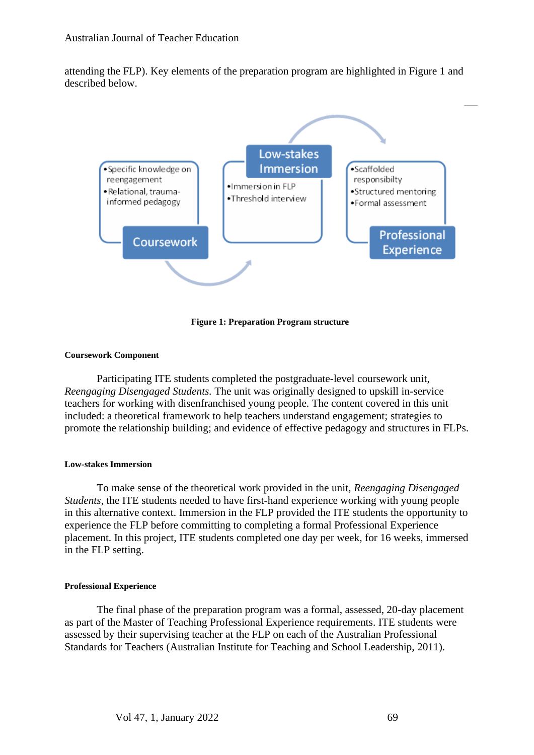attending the FLP). Key elements of the preparation program are highlighted in Figure 1 and described below.

**Coursework**
- Specific knowledge on reengagement
- Relational, trauma-informed pedagogy

**Low-stakes Immersion**
- Immersion in FLP
- Threshold interview

**Professional Experience**
- Scaffolded responsibilty
- Structured mentoring
- Formal assessment

**Figure 1: Preparation Program structure**

#### Coursework Component

Participating ITE students completed the postgraduate-level coursework unit, *Reengaging Disengaged Students*. The unit was originally designed to upskill in-service teachers for working with disenfranchised young people. The content covered in this unit included: a theoretical framework to help teachers understand engagement; strategies to promote the relationship building; and evidence of effective pedagogy and structures in FLPs.

#### Low-stakes Immersion

To make sense of the theoretical work provided in the unit, *Reengaging Disengaged Students*, the ITE students needed to have first-hand experience working with young people in this alternative context. Immersion in the FLP provided the ITE students the opportunity to experience the FLP before committing to completing a formal Professional Experience placement. In this project, ITE students completed one day per week, for 16 weeks, immersed in the FLP setting.

#### Professional Experience

The final phase of the preparation program was a formal, assessed, 20-day placement as part of the Master of Teaching Professional Experience requirements. ITE students were assessed by their supervising teacher at the FLP on each of the Australian Professional Standards for Teachers (Australian Institute for Teaching and School Leadership, 2011).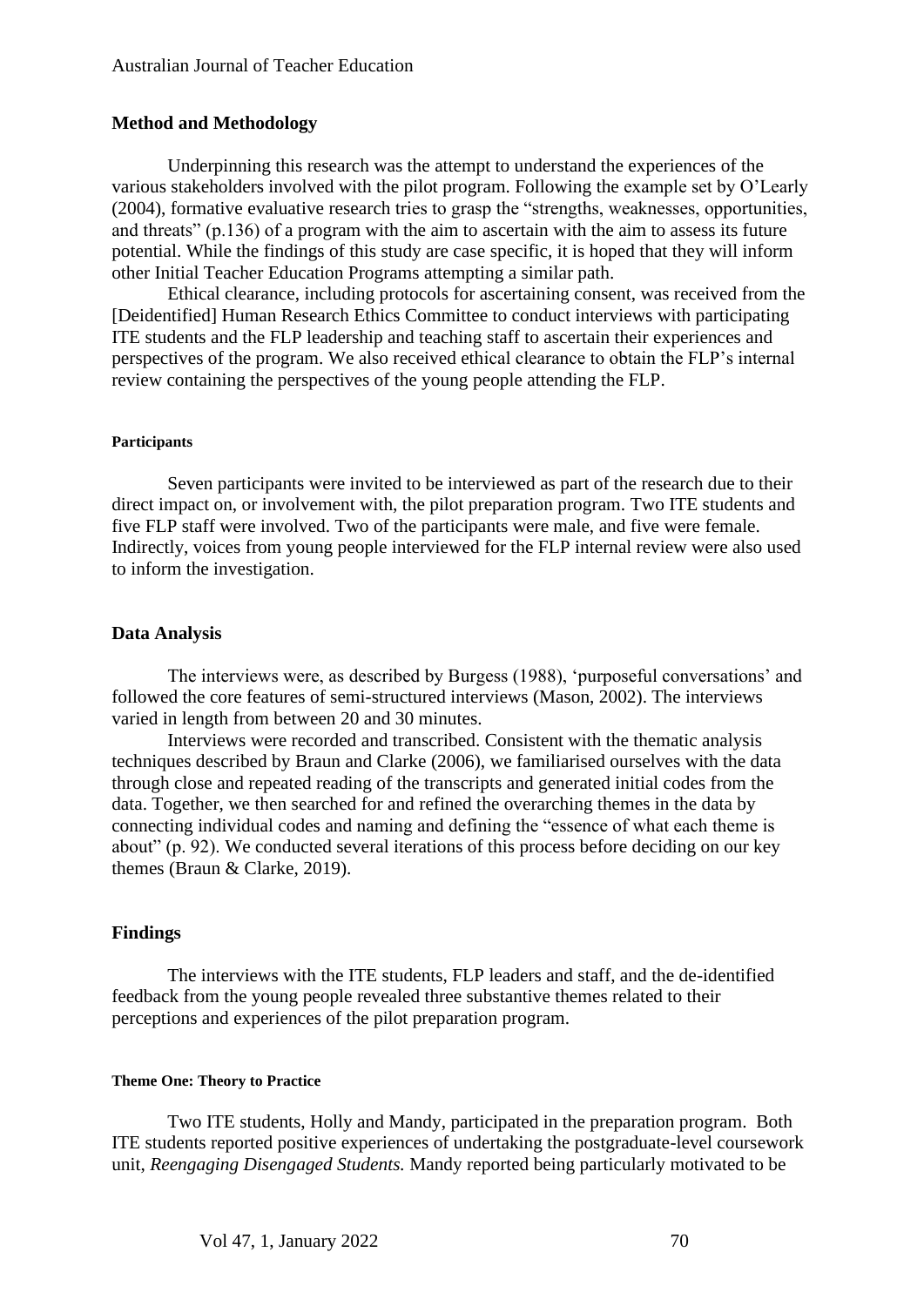## Method and Methodology

Underpinning this research was the attempt to understand the experiences of the various stakeholders involved with the pilot program. Following the example set by O'Learly (2004), formative evaluative research tries to grasp the "strengths, weaknesses, opportunities, and threats" (p.136) of a program with the aim to ascertain with the aim to assess its future potential. While the findings of this study are case specific, it is hoped that they will inform other Initial Teacher Education Programs attempting a similar path.

Ethical clearance, including protocols for ascertaining consent, was received from the [Deidentified] Human Research Ethics Committee to conduct interviews with participating ITE students and the FLP leadership and teaching staff to ascertain their experiences and perspectives of the program. We also received ethical clearance to obtain the FLP's internal review containing the perspectives of the young people attending the FLP.

#### Participants

Seven participants were invited to be interviewed as part of the research due to their direct impact on, or involvement with, the pilot preparation program. Two ITE students and five FLP staff were involved. Two of the participants were male, and five were female. Indirectly, voices from young people interviewed for the FLP internal review were also used to inform the investigation.

## Data Analysis

The interviews were, as described by Burgess (1988), 'purposeful conversations' and followed the core features of semi-structured interviews (Mason, 2002). The interviews varied in length from between 20 and 30 minutes.

Interviews were recorded and transcribed. Consistent with the thematic analysis techniques described by Braun and Clarke (2006), we familiarised ourselves with the data through close and repeated reading of the transcripts and generated initial codes from the data. Together, we then searched for and refined the overarching themes in the data by connecting individual codes and naming and defining the "essence of what each theme is about" (p. 92). We conducted several iterations of this process before deciding on our key themes (Braun & Clarke, 2019).

## Findings

The interviews with the ITE students, FLP leaders and staff, and the de-identified feedback from the young people revealed three substantive themes related to their perceptions and experiences of the pilot preparation program.

#### Theme One: Theory to Practice

Two ITE students, Holly and Mandy, participated in the preparation program. Both ITE students reported positive experiences of undertaking the postgraduate-level coursework unit, *Reengaging Disengaged Students.* Mandy reported being particularly motivated to be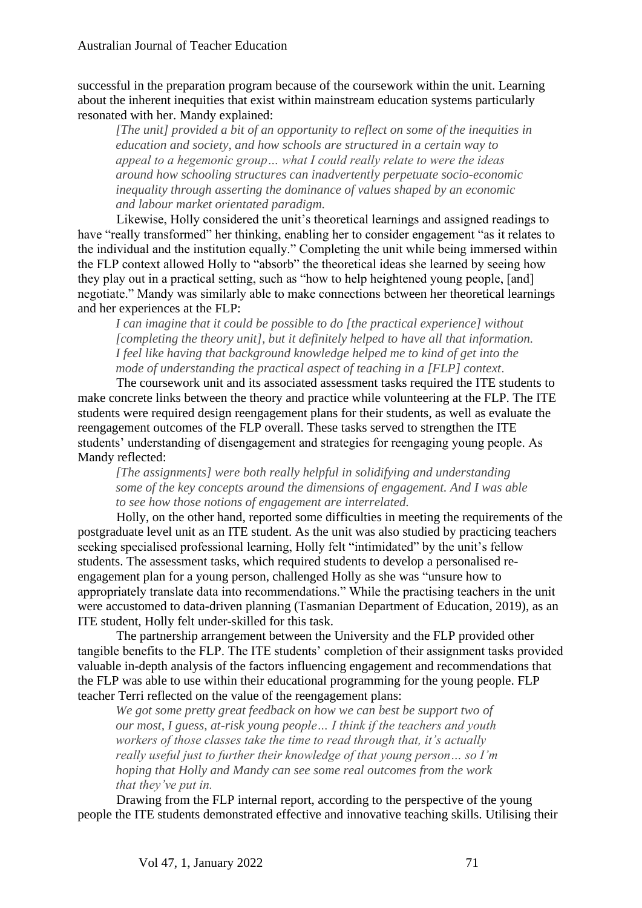successful in the preparation program because of the coursework within the unit. Learning about the inherent inequities that exist within mainstream education systems particularly resonated with her. Mandy explained:

> *[The unit] provided a bit of an opportunity to reflect on some of the inequities in education and society, and how schools are structured in a certain way to appeal to a hegemonic group… what I could really relate to were the ideas around how schooling structures can inadvertently perpetuate socio-economic inequality through asserting the dominance of values shaped by an economic and labour market orientated paradigm.*

Likewise, Holly considered the unit's theoretical learnings and assigned readings to have "really transformed" her thinking, enabling her to consider engagement "as it relates to the individual and the institution equally." Completing the unit while being immersed within the FLP context allowed Holly to "absorb" the theoretical ideas she learned by seeing how they play out in a practical setting, such as "how to help heightened young people, [and] negotiate." Mandy was similarly able to make connections between her theoretical learnings and her experiences at the FLP:

> *I can imagine that it could be possible to do [the practical experience] without [completing the theory unit], but it definitely helped to have all that information. I feel like having that background knowledge helped me to kind of get into the mode of understanding the practical aspect of teaching in a [FLP] context.*

The coursework unit and its associated assessment tasks required the ITE students to make concrete links between the theory and practice while volunteering at the FLP. The ITE students were required design reengagement plans for their students, as well as evaluate the reengagement outcomes of the FLP overall. These tasks served to strengthen the ITE students' understanding of disengagement and strategies for reengaging young people. As Mandy reflected:

> *[The assignments] were both really helpful in solidifying and understanding some of the key concepts around the dimensions of engagement. And I was able to see how those notions of engagement are interrelated.*

Holly, on the other hand, reported some difficulties in meeting the requirements of the postgraduate level unit as an ITE student. As the unit was also studied by practicing teachers seeking specialised professional learning, Holly felt "intimidated" by the unit's fellow students. The assessment tasks, which required students to develop a personalised re-engagement plan for a young person, challenged Holly as she was "unsure how to appropriately translate data into recommendations." While the practising teachers in the unit were accustomed to data-driven planning (Tasmanian Department of Education, 2019), as an ITE student, Holly felt under-skilled for this task.

The partnership arrangement between the University and the FLP provided other tangible benefits to the FLP. The ITE students' completion of their assignment tasks provided valuable in-depth analysis of the factors influencing engagement and recommendations that the FLP was able to use within their educational programming for the young people. FLP teacher Terri reflected on the value of the reengagement plans:

> *We got some pretty great feedback on how we can best be support two of our most, I guess, at-risk young people… I think if the teachers and youth workers of those classes take the time to read through that, it's actually really useful just to further their knowledge of that young person… so I'm hoping that Holly and Mandy can see some real outcomes from the work that they've put in.*

Drawing from the FLP internal report, according to the perspective of the young people the ITE students demonstrated effective and innovative teaching skills. Utilising their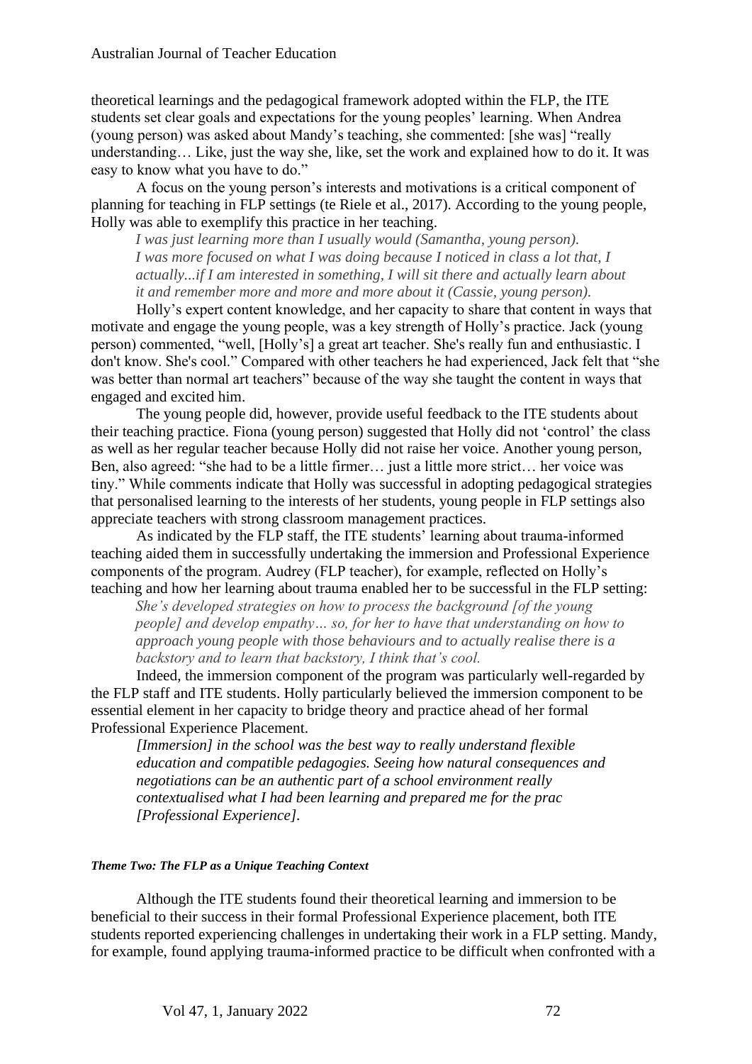theoretical learnings and the pedagogical framework adopted within the FLP, the ITE students set clear goals and expectations for the young peoples' learning. When Andrea (young person) was asked about Mandy's teaching, she commented: [she was] "really understanding… Like, just the way she, like, set the work and explained how to do it. It was easy to know what you have to do."

A focus on the young person's interests and motivations is a critical component of planning for teaching in FLP settings (te Riele et al., 2017). According to the young people, Holly was able to exemplify this practice in her teaching.

> *I was just learning more than I usually would (Samantha, young person).*
> *I was more focused on what I was doing because I noticed in class a lot that, I actually...if I am interested in something, I will sit there and actually learn about it and remember more and more and more about it (Cassie, young person).*

Holly's expert content knowledge, and her capacity to share that content in ways that motivate and engage the young people, was a key strength of Holly's practice. Jack (young person) commented, "well, [Holly's] a great art teacher. She's really fun and enthusiastic. I don't know. She's cool." Compared with other teachers he had experienced, Jack felt that "she was better than normal art teachers" because of the way she taught the content in ways that engaged and excited him.

The young people did, however, provide useful feedback to the ITE students about their teaching practice. Fiona (young person) suggested that Holly did not 'control' the class as well as her regular teacher because Holly did not raise her voice. Another young person, Ben, also agreed: "she had to be a little firmer… just a little more strict… her voice was tiny." While comments indicate that Holly was successful in adopting pedagogical strategies that personalised learning to the interests of her students, young people in FLP settings also appreciate teachers with strong classroom management practices.

As indicated by the FLP staff, the ITE students' learning about trauma-informed teaching aided them in successfully undertaking the immersion and Professional Experience components of the program. Audrey (FLP teacher), for example, reflected on Holly's teaching and how her learning about trauma enabled her to be successful in the FLP setting:

> *She's developed strategies on how to process the background [of the young people] and develop empathy… so, for her to have that understanding on how to approach young people with those behaviours and to actually realise there is a backstory and to learn that backstory, I think that's cool.*

Indeed, the immersion component of the program was particularly well-regarded by the FLP staff and ITE students. Holly particularly believed the immersion component to be essential element in her capacity to bridge theory and practice ahead of her formal Professional Experience Placement.

> *[Immersion] in the school was the best way to really understand flexible education and compatible pedagogies. Seeing how natural consequences and negotiations can be an authentic part of a school environment really contextualised what I had been learning and prepared me for the prac [Professional Experience].*

#### *Theme Two: The FLP as a Unique Teaching Context*

Although the ITE students found their theoretical learning and immersion to be beneficial to their success in their formal Professional Experience placement, both ITE students reported experiencing challenges in undertaking their work in a FLP setting. Mandy, for example, found applying trauma-informed practice to be difficult when confronted with a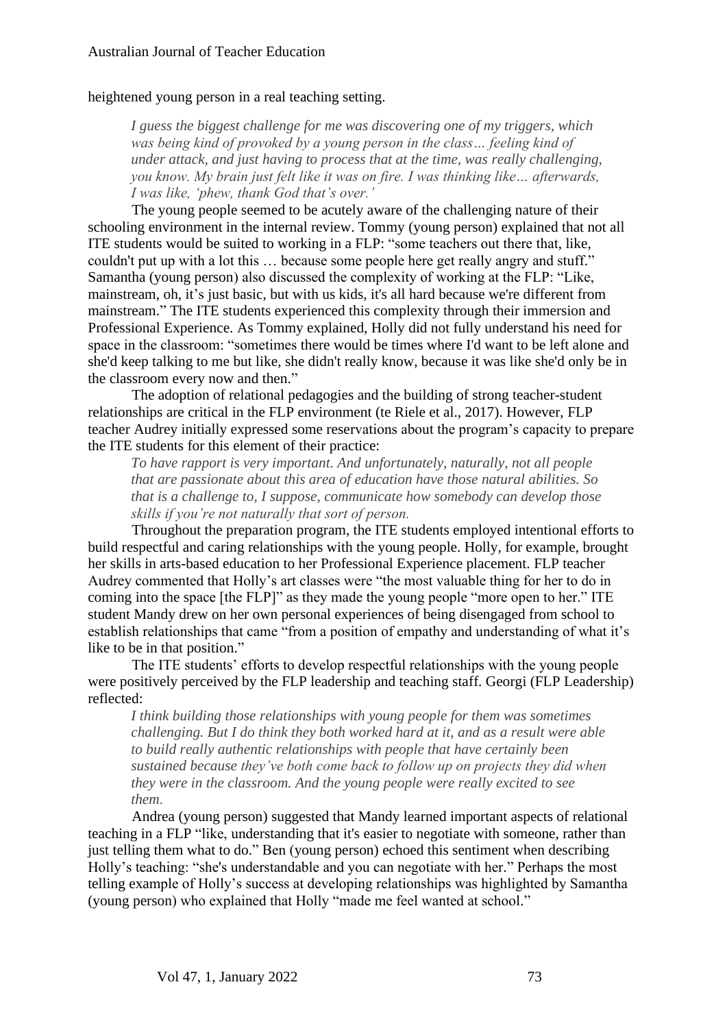heightened young person in a real teaching setting.

> *I guess the biggest challenge for me was discovering one of my triggers, which was being kind of provoked by a young person in the class… feeling kind of under attack, and just having to process that at the time, was really challenging, you know. My brain just felt like it was on fire. I was thinking like… afterwards, I was like, 'phew, thank God that's over.'*

The young people seemed to be acutely aware of the challenging nature of their schooling environment in the internal review. Tommy (young person) explained that not all ITE students would be suited to working in a FLP: "some teachers out there that, like, couldn't put up with a lot this … because some people here get really angry and stuff." Samantha (young person) also discussed the complexity of working at the FLP: "Like, mainstream, oh, it's just basic, but with us kids, it's all hard because we're different from mainstream." The ITE students experienced this complexity through their immersion and Professional Experience. As Tommy explained, Holly did not fully understand his need for space in the classroom: "sometimes there would be times where I'd want to be left alone and she'd keep talking to me but like, she didn't really know, because it was like she'd only be in the classroom every now and then."

The adoption of relational pedagogies and the building of strong teacher-student relationships are critical in the FLP environment (te Riele et al., 2017). However, FLP teacher Audrey initially expressed some reservations about the program's capacity to prepare the ITE students for this element of their practice:

> *To have rapport is very important. And unfortunately, naturally, not all people that are passionate about this area of education have those natural abilities. So that is a challenge to, I suppose, communicate how somebody can develop those skills if you're not naturally that sort of person.*

Throughout the preparation program, the ITE students employed intentional efforts to build respectful and caring relationships with the young people. Holly, for example, brought her skills in arts-based education to her Professional Experience placement. FLP teacher Audrey commented that Holly's art classes were "the most valuable thing for her to do in coming into the space [the FLP]" as they made the young people "more open to her." ITE student Mandy drew on her own personal experiences of being disengaged from school to establish relationships that came "from a position of empathy and understanding of what it's like to be in that position."

The ITE students' efforts to develop respectful relationships with the young people were positively perceived by the FLP leadership and teaching staff. Georgi (FLP Leadership) reflected:

> *I think building those relationships with young people for them was sometimes challenging. But I do think they both worked hard at it, and as a result were able to build really authentic relationships with people that have certainly been sustained because they've both come back to follow up on projects they did when they were in the classroom. And the young people were really excited to see them.*

Andrea (young person) suggested that Mandy learned important aspects of relational teaching in a FLP "like, understanding that it's easier to negotiate with someone, rather than just telling them what to do." Ben (young person) echoed this sentiment when describing Holly's teaching: "she's understandable and you can negotiate with her." Perhaps the most telling example of Holly's success at developing relationships was highlighted by Samantha (young person) who explained that Holly "made me feel wanted at school."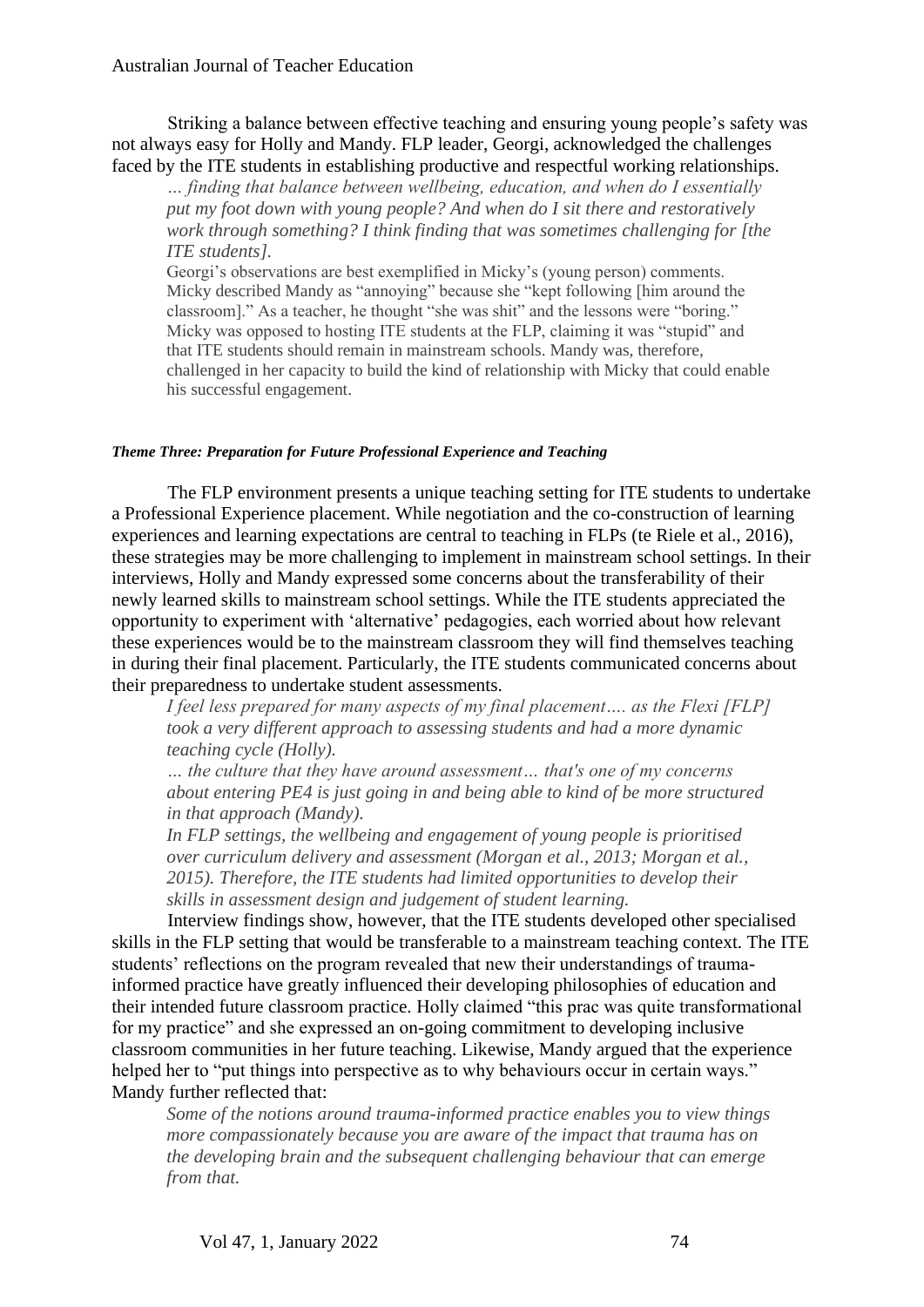Striking a balance between effective teaching and ensuring young people's safety was not always easy for Holly and Mandy. FLP leader, Georgi, acknowledged the challenges faced by the ITE students in establishing productive and respectful working relationships.

> *… finding that balance between wellbeing, education, and when do I essentially put my foot down with young people? And when do I sit there and restoratively work through something? I think finding that was sometimes challenging for [the ITE students].*

Georgi's observations are best exemplified in Micky's (young person) comments. Micky described Mandy as "annoying" because she "kept following [him around the classroom]." As a teacher, he thought "she was shit" and the lessons were "boring." Micky was opposed to hosting ITE students at the FLP, claiming it was "stupid" and that ITE students should remain in mainstream schools. Mandy was, therefore, challenged in her capacity to build the kind of relationship with Micky that could enable his successful engagement.

#### *Theme Three: Preparation for Future Professional Experience and Teaching*

The FLP environment presents a unique teaching setting for ITE students to undertake a Professional Experience placement. While negotiation and the co-construction of learning experiences and learning expectations are central to teaching in FLPs (te Riele et al., 2016), these strategies may be more challenging to implement in mainstream school settings. In their interviews, Holly and Mandy expressed some concerns about the transferability of their newly learned skills to mainstream school settings. While the ITE students appreciated the opportunity to experiment with 'alternative' pedagogies, each worried about how relevant these experiences would be to the mainstream classroom they will find themselves teaching in during their final placement. Particularly, the ITE students communicated concerns about their preparedness to undertake student assessments.

> *I feel less prepared for many aspects of my final placement…. as the Flexi [FLP] took a very different approach to assessing students and had a more dynamic teaching cycle (Holly).*
>
> *… the culture that they have around assessment… that's one of my concerns about entering PE4 is just going in and being able to kind of be more structured in that approach (Mandy).*

*In FLP settings, the wellbeing and engagement of young people is prioritised over curriculum delivery and assessment (Morgan et al., 2013; Morgan et al., 2015). Therefore, the ITE students had limited opportunities to develop their skills in assessment design and judgement of student learning.*

Interview findings show, however, that the ITE students developed other specialised skills in the FLP setting that would be transferable to a mainstream teaching context. The ITE students' reflections on the program revealed that new their understandings of trauma-informed practice have greatly influenced their developing philosophies of education and their intended future classroom practice. Holly claimed "this prac was quite transformational for my practice" and she expressed an on-going commitment to developing inclusive classroom communities in her future teaching. Likewise, Mandy argued that the experience helped her to "put things into perspective as to why behaviours occur in certain ways." Mandy further reflected that:

> *Some of the notions around trauma-informed practice enables you to view things more compassionately because you are aware of the impact that trauma has on the developing brain and the subsequent challenging behaviour that can emerge from that.*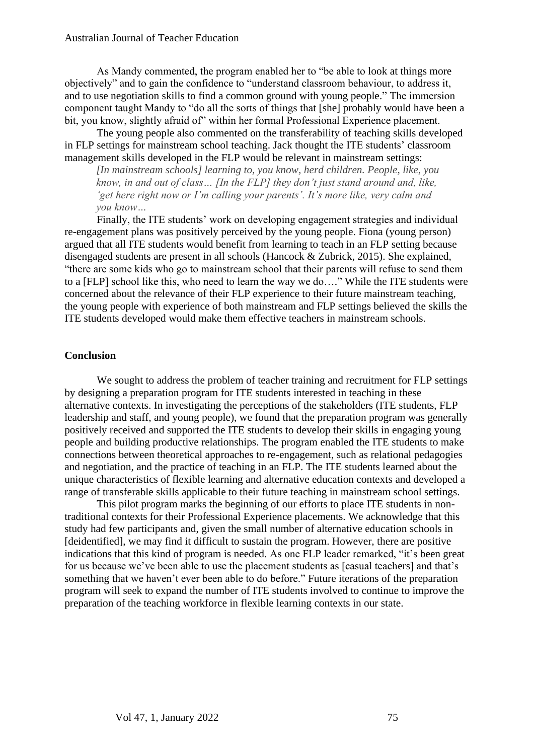As Mandy commented, the program enabled her to "be able to look at things more objectively" and to gain the confidence to "understand classroom behaviour, to address it, and to use negotiation skills to find a common ground with young people." The immersion component taught Mandy to "do all the sorts of things that [she] probably would have been a bit, you know, slightly afraid of" within her formal Professional Experience placement.

The young people also commented on the transferability of teaching skills developed in FLP settings for mainstream school teaching. Jack thought the ITE students' classroom management skills developed in the FLP would be relevant in mainstream settings:

> *[In mainstream schools] learning to, you know, herd children. People, like, you know, in and out of class… [In the FLP] they don't just stand around and, like, 'get here right now or I'm calling your parents'. It's more like, very calm and you know…*

Finally, the ITE students' work on developing engagement strategies and individual re-engagement plans was positively perceived by the young people. Fiona (young person) argued that all ITE students would benefit from learning to teach in an FLP setting because disengaged students are present in all schools (Hancock & Zubrick, 2015). She explained, "there are some kids who go to mainstream school that their parents will refuse to send them to a [FLP] school like this, who need to learn the way we do…." While the ITE students were concerned about the relevance of their FLP experience to their future mainstream teaching, the young people with experience of both mainstream and FLP settings believed the skills the ITE students developed would make them effective teachers in mainstream schools.

## Conclusion

We sought to address the problem of teacher training and recruitment for FLP settings by designing a preparation program for ITE students interested in teaching in these alternative contexts. In investigating the perceptions of the stakeholders (ITE students, FLP leadership and staff, and young people), we found that the preparation program was generally positively received and supported the ITE students to develop their skills in engaging young people and building productive relationships. The program enabled the ITE students to make connections between theoretical approaches to re-engagement, such as relational pedagogies and negotiation, and the practice of teaching in an FLP. The ITE students learned about the unique characteristics of flexible learning and alternative education contexts and developed a range of transferable skills applicable to their future teaching in mainstream school settings.

This pilot program marks the beginning of our efforts to place ITE students in non-traditional contexts for their Professional Experience placements. We acknowledge that this study had few participants and, given the small number of alternative education schools in [deidentified], we may find it difficult to sustain the program. However, there are positive indications that this kind of program is needed. As one FLP leader remarked, "it's been great for us because we've been able to use the placement students as [casual teachers] and that's something that we haven't ever been able to do before." Future iterations of the preparation program will seek to expand the number of ITE students involved to continue to improve the preparation of the teaching workforce in flexible learning contexts in our state.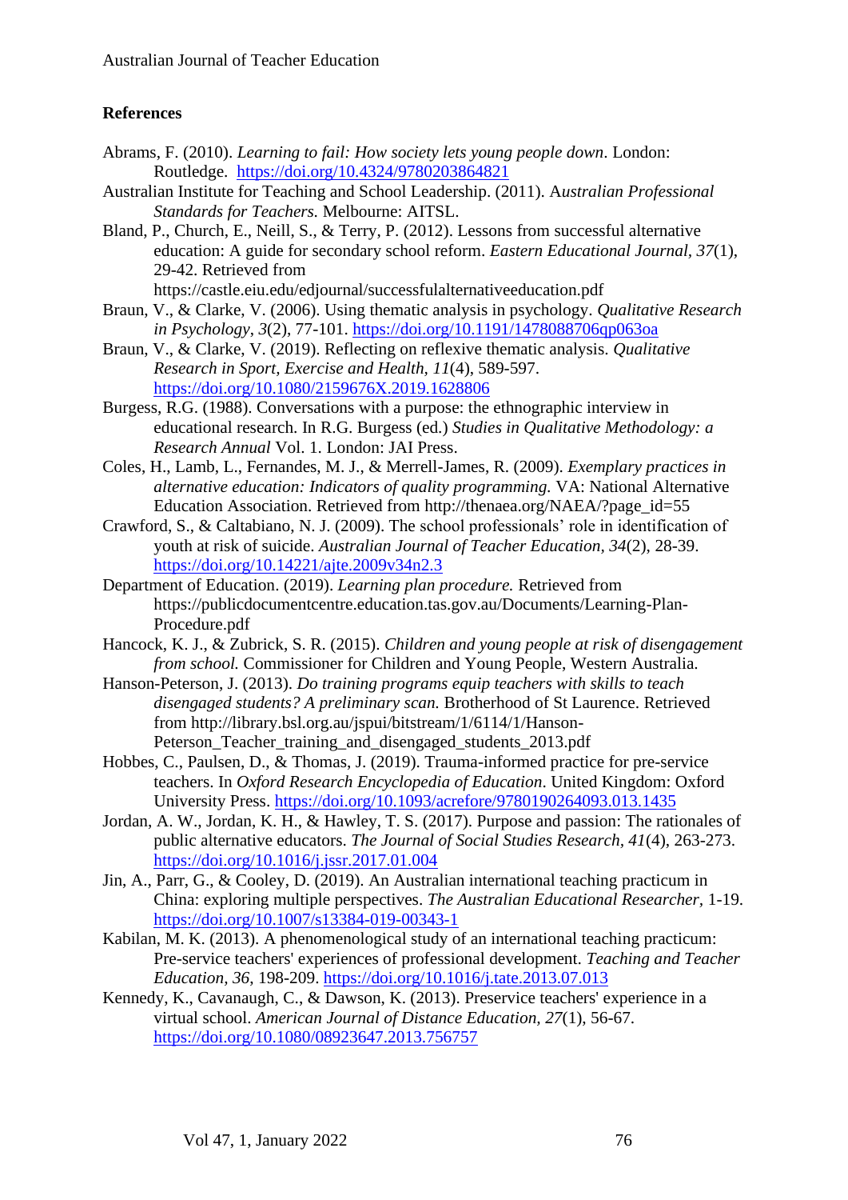## References

Abrams, F. (2010). *Learning to fail: How society lets young people down*. London: Routledge. https://doi.org/10.4324/9780203864821

Australian Institute for Teaching and School Leadership. (2011). *Australian Professional Standards for Teachers*. Melbourne: AITSL.

Bland, P., Church, E., Neill, S., & Terry, P. (2012). Lessons from successful alternative education: A guide for secondary school reform. *Eastern Educational Journal*, *37*(1), 29-42. Retrieved from https://castle.eiu.edu/edjournal/successfulalternativeeducation.pdf

Braun, V., & Clarke, V. (2006). Using thematic analysis in psychology. *Qualitative Research in Psychology*, *3*(2), 77-101. https://doi.org/10.1191/1478088706qp063oa

Braun, V., & Clarke, V. (2019). Reflecting on reflexive thematic analysis. *Qualitative Research in Sport, Exercise and Health*, *11*(4), 589-597. https://doi.org/10.1080/2159676X.2019.1628806

Burgess, R.G. (1988). Conversations with a purpose: the ethnographic interview in educational research. In R.G. Burgess (ed.) *Studies in Qualitative Methodology: a Research Annual* Vol. 1. London: JAI Press.

Coles, H., Lamb, L., Fernandes, M. J., & Merrell-James, R. (2009). *Exemplary practices in alternative education: Indicators of quality programming.* VA: National Alternative Education Association. Retrieved from http://thenaea.org/NAEA/?page_id=55

Crawford, S., & Caltabiano, N. J. (2009). The school professionals' role in identification of youth at risk of suicide. *Australian Journal of Teacher Education*, *34*(2), 28-39. https://doi.org/10.14221/ajte.2009v34n2.3

Department of Education. (2019). *Learning plan procedure.* Retrieved from https://publicdocumentcentre.education.tas.gov.au/Documents/Learning-Plan-Procedure.pdf

Hancock, K. J., & Zubrick, S. R. (2015). *Children and young people at risk of disengagement from school.* Commissioner for Children and Young People, Western Australia.

Hanson-Peterson, J. (2013). *Do training programs equip teachers with skills to teach disengaged students? A preliminary scan.* Brotherhood of St Laurence. Retrieved from http://library.bsl.org.au/jspui/bitstream/1/6114/1/Hanson-Peterson_Teacher_training_and_disengaged_students_2013.pdf

Hobbes, C., Paulsen, D., & Thomas, J. (2019). Trauma-informed practice for pre-service teachers. In *Oxford Research Encyclopedia of Education*. United Kingdom: Oxford University Press. https://doi.org/10.1093/acrefore/9780190264093.013.1435

Jordan, A. W., Jordan, K. H., & Hawley, T. S. (2017). Purpose and passion: The rationales of public alternative educators. *The Journal of Social Studies Research*, *41*(4), 263-273. https://doi.org/10.1016/j.jssr.2017.01.004

Jin, A., Parr, G., & Cooley, D. (2019). An Australian international teaching practicum in China: exploring multiple perspectives. *The Australian Educational Researcher*, 1-19. https://doi.org/10.1007/s13384-019-00343-1

Kabilan, M. K. (2013). A phenomenological study of an international teaching practicum: Pre-service teachers' experiences of professional development. *Teaching and Teacher Education*, *36*, 198-209. https://doi.org/10.1016/j.tate.2013.07.013

Kennedy, K., Cavanaugh, C., & Dawson, K. (2013). Preservice teachers' experience in a virtual school. *American Journal of Distance Education*, *27*(1), 56-67. https://doi.org/10.1080/08923647.2013.756757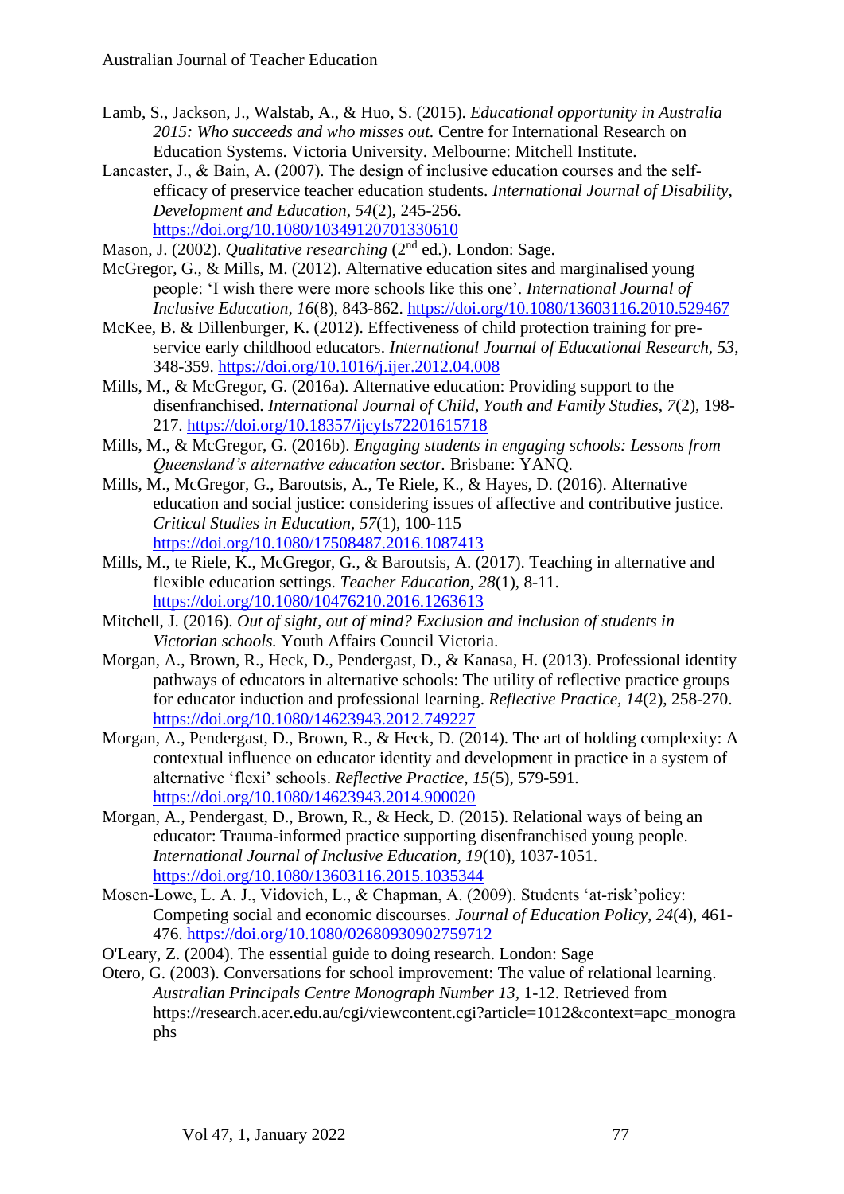Lamb, S., Jackson, J., Walstab, A., & Huo, S. (2015). *Educational opportunity in Australia 2015: Who succeeds and who misses out.* Centre for International Research on Education Systems. Victoria University. Melbourne: Mitchell Institute.

Lancaster, J., & Bain, A. (2007). The design of inclusive education courses and the self-efficacy of preservice teacher education students. *International Journal of Disability, Development and Education, 54*(2), 245-256. https://doi.org/10.1080/10349120701330610

Mason, J. (2002). *Qualitative researching* (2nd ed.). London: Sage.

McGregor, G., & Mills, M. (2012). Alternative education sites and marginalised young people: 'I wish there were more schools like this one'. *International Journal of Inclusive Education, 16*(8), 843-862. https://doi.org/10.1080/13603116.2010.529467

McKee, B. & Dillenburger, K. (2012). Effectiveness of child protection training for pre-service early childhood educators. *International Journal of Educational Research, 53*, 348-359. https://doi.org/10.1016/j.ijer.2012.04.008

Mills, M., & McGregor, G. (2016a). Alternative education: Providing support to the disenfranchised. *International Journal of Child, Youth and Family Studies, 7*(2), 198-217. https://doi.org/10.18357/ijcyfs72201615718

Mills, M., & McGregor, G. (2016b). *Engaging students in engaging schools: Lessons from Queensland's alternative education sector.* Brisbane: YANQ.

Mills, M., McGregor, G., Baroutsis, A., Te Riele, K., & Hayes, D. (2016). Alternative education and social justice: considering issues of affective and contributive justice. *Critical Studies in Education, 57*(1), 100-115 https://doi.org/10.1080/17508487.2016.1087413

Mills, M., te Riele, K., McGregor, G., & Baroutsis, A. (2017). Teaching in alternative and flexible education settings. *Teacher Education, 28*(1), 8-11. https://doi.org/10.1080/10476210.2016.1263613

Mitchell, J. (2016). *Out of sight, out of mind? Exclusion and inclusion of students in Victorian schools.* Youth Affairs Council Victoria.

Morgan, A., Brown, R., Heck, D., Pendergast, D., & Kanasa, H. (2013). Professional identity pathways of educators in alternative schools: The utility of reflective practice groups for educator induction and professional learning. *Reflective Practice, 14*(2), 258-270. https://doi.org/10.1080/14623943.2012.749227

Morgan, A., Pendergast, D., Brown, R., & Heck, D. (2014). The art of holding complexity: A contextual influence on educator identity and development in practice in a system of alternative 'flexi' schools. *Reflective Practice, 15*(5), 579-591. https://doi.org/10.1080/14623943.2014.900020

Morgan, A., Pendergast, D., Brown, R., & Heck, D. (2015). Relational ways of being an educator: Trauma-informed practice supporting disenfranchised young people. *International Journal of Inclusive Education, 19*(10), 1037-1051. https://doi.org/10.1080/13603116.2015.1035344

Mosen-Lowe, L. A. J., Vidovich, L., & Chapman, A. (2009). Students 'at-risk'policy: Competing social and economic discourses. *Journal of Education Policy, 24*(4), 461-476. https://doi.org/10.1080/02680930902759712

O'Leary, Z. (2004). The essential guide to doing research. London: Sage

Otero, G. (2003). Conversations for school improvement: The value of relational learning. *Australian Principals Centre Monograph Number 13*, 1-12. Retrieved from https://research.acer.edu.au/cgi/viewcontent.cgi?article=1012&context=apc_monographs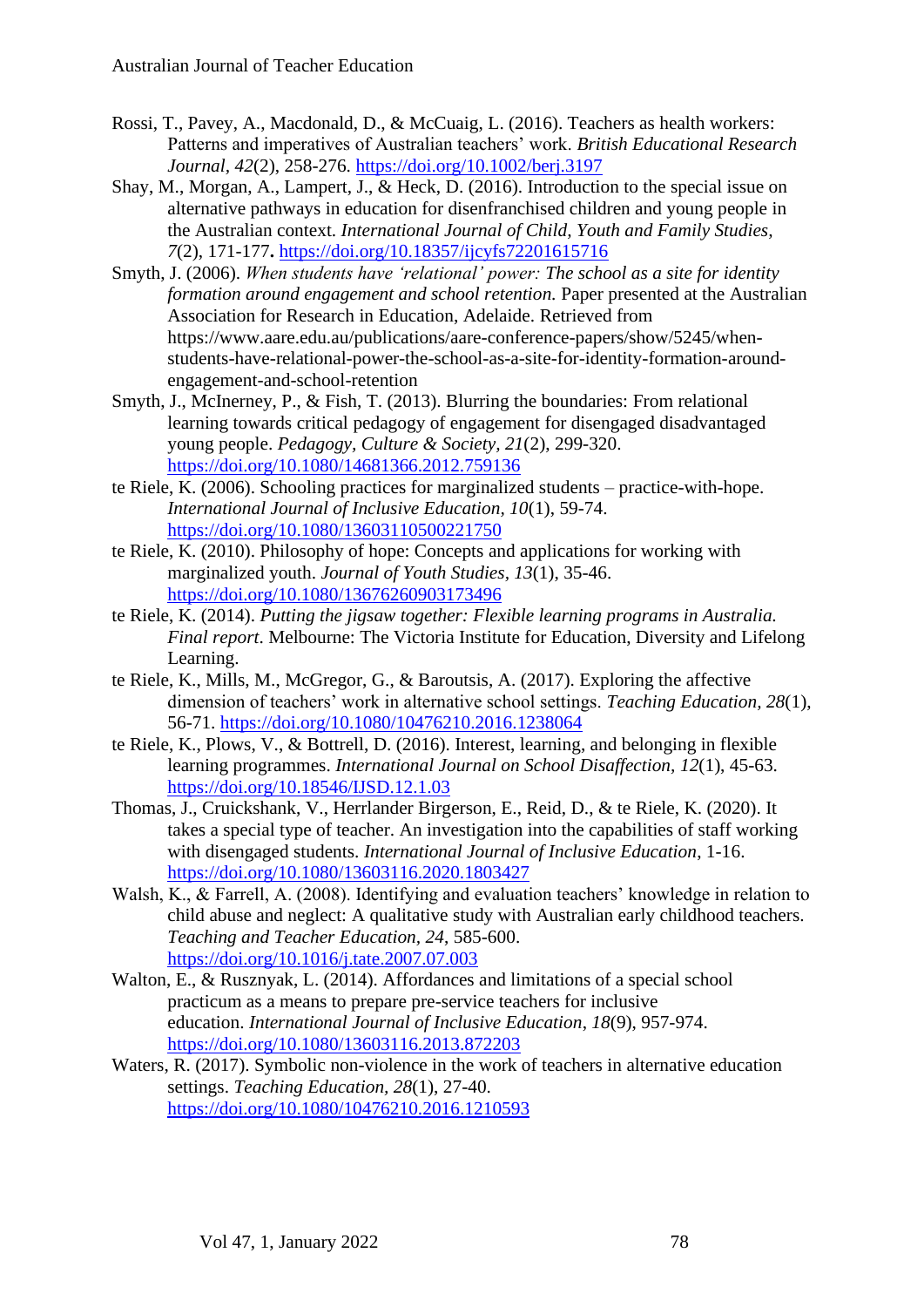Rossi, T., Pavey, A., Macdonald, D., & McCuaig, L. (2016). Teachers as health workers: Patterns and imperatives of Australian teachers' work. *British Educational Research Journal*, *42*(2), 258-276. https://doi.org/10.1002/berj.3197

Shay, M., Morgan, A., Lampert, J., & Heck, D. (2016). Introduction to the special issue on alternative pathways in education for disenfranchised children and young people in the Australian context. *International Journal of Child, Youth and Family Studies, 7*(2), 171-177**.** https://doi.org/10.18357/ijcyfs72201615716

Smyth, J. (2006). *When students have 'relational' power: The school as a site for identity formation around engagement and school retention.* Paper presented at the Australian Association for Research in Education, Adelaide. Retrieved from https://www.aare.edu.au/publications/aare-conference-papers/show/5245/when-students-have-relational-power-the-school-as-a-site-for-identity-formation-around-engagement-and-school-retention

Smyth, J., McInerney, P., & Fish, T. (2013). Blurring the boundaries: From relational learning towards critical pedagogy of engagement for disengaged disadvantaged young people. *Pedagogy, Culture & Society*, *21*(2), 299-320. https://doi.org/10.1080/14681366.2012.759136

te Riele, K. (2006). Schooling practices for marginalized students – practice-with-hope. *International Journal of Inclusive Education, 10*(1), 59-74. https://doi.org/10.1080/13603110500221750

te Riele, K. (2010). Philosophy of hope: Concepts and applications for working with marginalized youth. *Journal of Youth Studies, 13*(1), 35-46. https://doi.org/10.1080/13676260903173496

te Riele, K. (2014). *Putting the jigsaw together: Flexible learning programs in Australia. Final report*. Melbourne: The Victoria Institute for Education, Diversity and Lifelong Learning.

te Riele, K., Mills, M., McGregor, G., & Baroutsis, A. (2017). Exploring the affective dimension of teachers' work in alternative school settings. *Teaching Education*, *28*(1), 56-71. https://doi.org/10.1080/10476210.2016.1238064

te Riele, K., Plows, V., & Bottrell, D. (2016). Interest, learning, and belonging in flexible learning programmes. *International Journal on School Disaffection*, *12*(1), 45-63. https://doi.org/10.18546/IJSD.12.1.03

Thomas, J., Cruickshank, V., Herrlander Birgerson, E., Reid, D., & te Riele, K. (2020). It takes a special type of teacher. An investigation into the capabilities of staff working with disengaged students. *International Journal of Inclusive Education*, 1-16. https://doi.org/10.1080/13603116.2020.1803427

Walsh, K., & Farrell, A. (2008). Identifying and evaluation teachers' knowledge in relation to child abuse and neglect: A qualitative study with Australian early childhood teachers. *Teaching and Teacher Education, 24*, 585-600. https://doi.org/10.1016/j.tate.2007.07.003

Walton, E., & Rusznyak, L. (2014). Affordances and limitations of a special school practicum as a means to prepare pre-service teachers for inclusive education. *International Journal of Inclusive Education*, *18*(9), 957-974. https://doi.org/10.1080/13603116.2013.872203

Waters, R. (2017). Symbolic non-violence in the work of teachers in alternative education settings. *Teaching Education*, *28*(1), 27-40. https://doi.org/10.1080/10476210.2016.1210593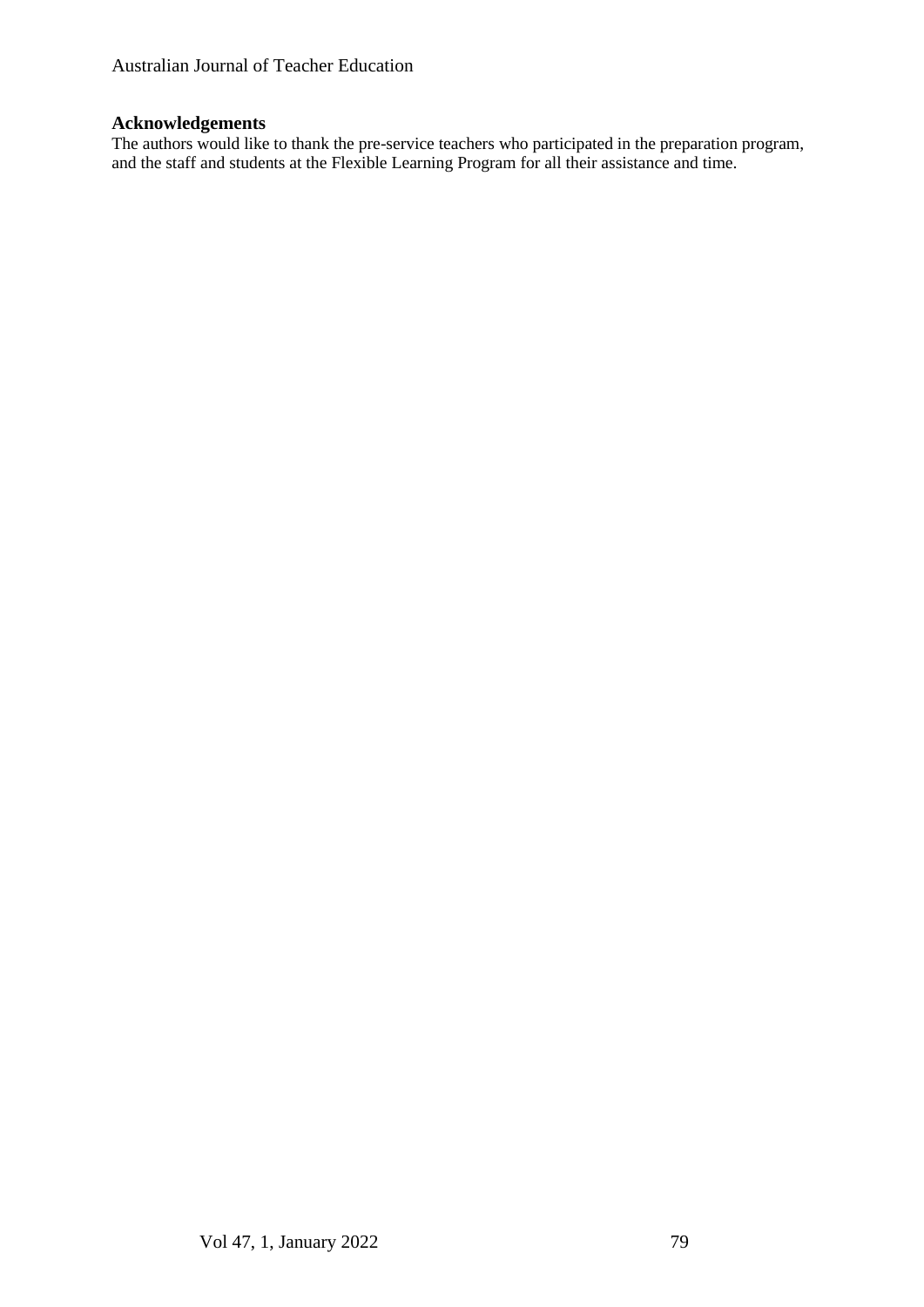## Acknowledgements

The authors would like to thank the pre-service teachers who participated in the preparation program, and the staff and students at the Flexible Learning Program for all their assistance and time.